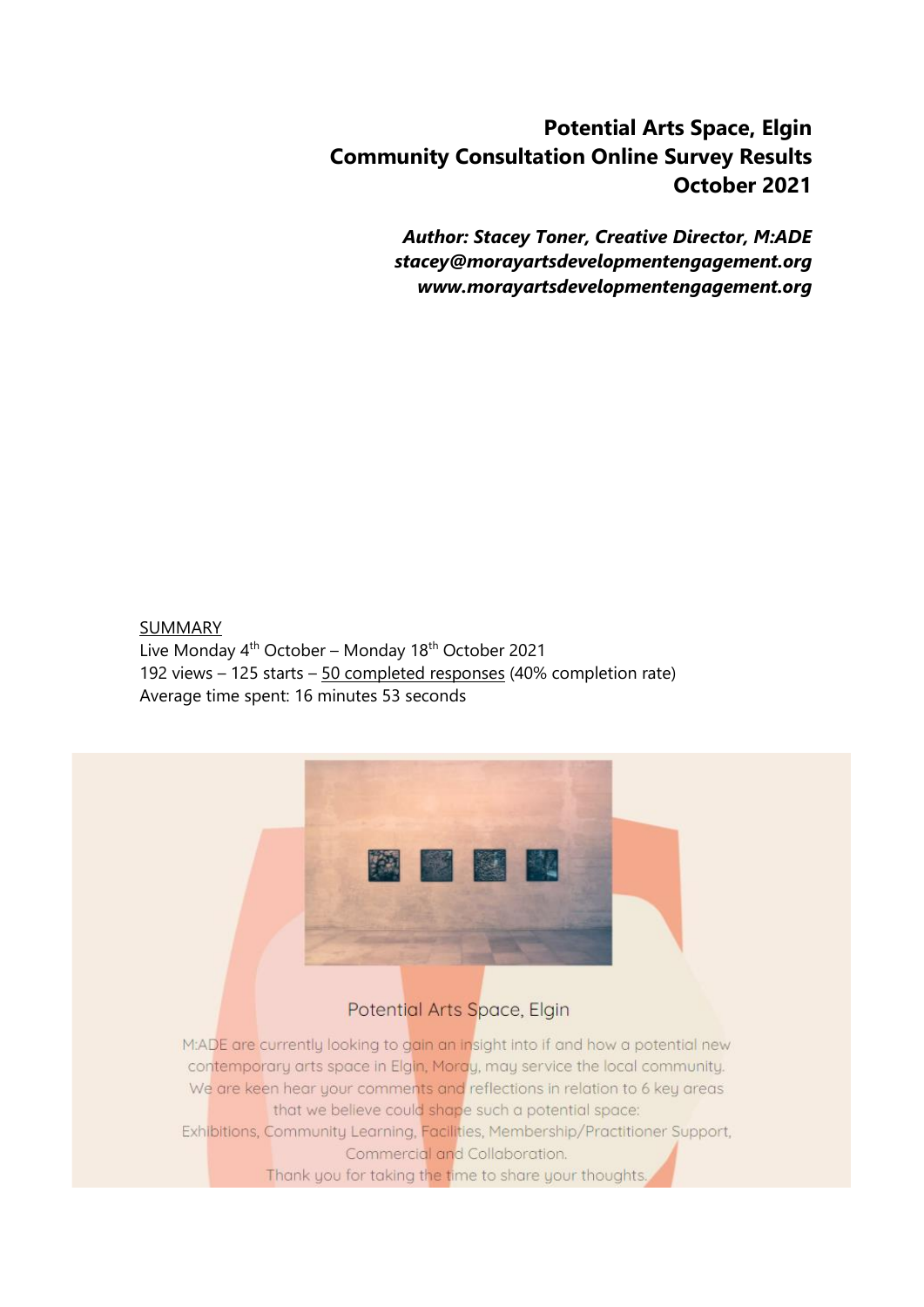# Potential Arts Space, Elgin
# Community Consultation Online Survey Results
# October 2021

***Author: Stacey Toner, Creative Director, M:ADE***
***stacey@morayartsdevelopmentengagement.org***
***www.morayartsdevelopmentengagement.org***

SUMMARY
Live Monday 4th October – Monday 18th October 2021
192 views – 125 starts – 50 completed responses (40% completion rate)
Average time spent: 16 minutes 53 seconds

Potential Arts Space, Elgin

M:ADE are currently looking to gain an insight into if and how a potential new contemporary arts space in Elgin, Moray, may service the local community. We are keen hear your comments and reflections in relation to 6 key areas that we believe could shape such a potential space:
Exhibitions, Community Learning, Facilities, Membership/Practitioner Support, Commercial and Collaboration.
Thank you for taking the time to share your thoughts.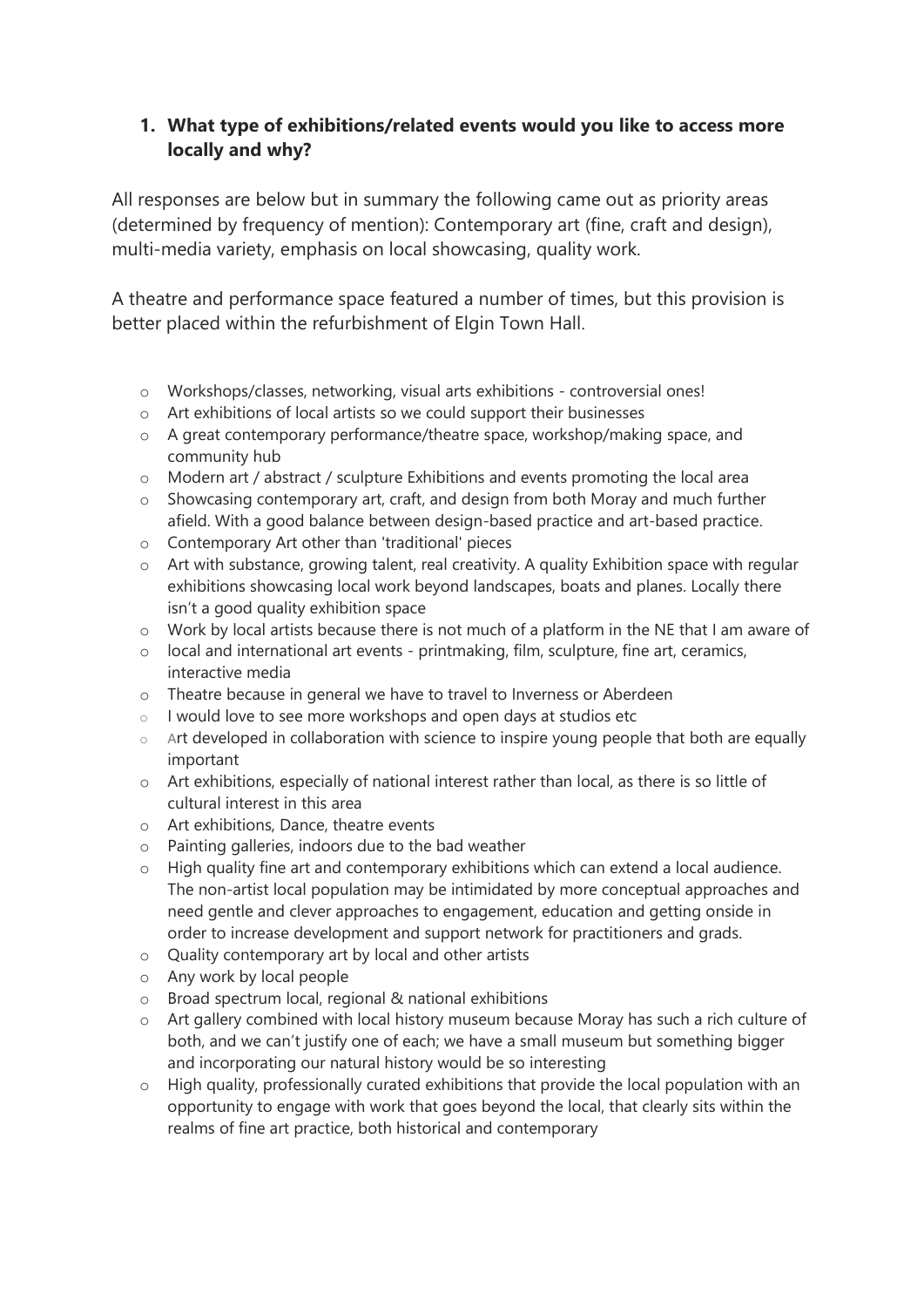1. **What type of exhibitions/related events would you like to access more locally and why?**

All responses are below but in summary the following came out as priority areas (determined by frequency of mention): Contemporary art (fine, craft and design), multi-media variety, emphasis on local showcasing, quality work.

A theatre and performance space featured a number of times, but this provision is better placed within the refurbishment of Elgin Town Hall.

- Workshops/classes, networking, visual arts exhibitions - controversial ones!
- Art exhibitions of local artists so we could support their businesses
- A great contemporary performance/theatre space, workshop/making space, and community hub
- Modern art / abstract / sculpture Exhibitions and events promoting the local area
- Showcasing contemporary art, craft, and design from both Moray and much further afield. With a good balance between design-based practice and art-based practice.
- Contemporary Art other than 'traditional' pieces
- Art with substance, growing talent, real creativity. A quality Exhibition space with regular exhibitions showcasing local work beyond landscapes, boats and planes. Locally there isn't a good quality exhibition space
- Work by local artists because there is not much of a platform in the NE that I am aware of
- local and international art events - printmaking, film, sculpture, fine art, ceramics, interactive media
- Theatre because in general we have to travel to Inverness or Aberdeen
- I would love to see more workshops and open days at studios etc
- Art developed in collaboration with science to inspire young people that both are equally important
- Art exhibitions, especially of national interest rather than local, as there is so little of cultural interest in this area
- Art exhibitions, Dance, theatre events
- Painting galleries, indoors due to the bad weather
- High quality fine art and contemporary exhibitions which can extend a local audience. The non-artist local population may be intimidated by more conceptual approaches and need gentle and clever approaches to engagement, education and getting onside in order to increase development and support network for practitioners and grads.
- Quality contemporary art by local and other artists
- Any work by local people
- Broad spectrum local, regional & national exhibitions
- Art gallery combined with local history museum because Moray has such a rich culture of both, and we can't justify one of each; we have a small museum but something bigger and incorporating our natural history would be so interesting
- High quality, professionally curated exhibitions that provide the local population with an opportunity to engage with work that goes beyond the local, that clearly sits within the realms of fine art practice, both historical and contemporary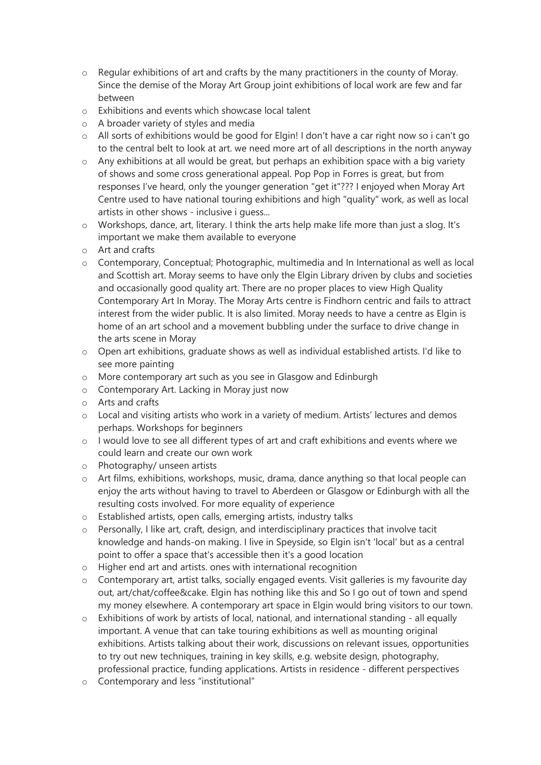- Regular exhibitions of art and crafts by the many practitioners in the county of Moray. Since the demise of the Moray Art Group joint exhibitions of local work are few and far between
- Exhibitions and events which showcase local talent
- A broader variety of styles and media
- All sorts of exhibitions would be good for Elgin! I don't have a car right now so i can't go to the central belt to look at art. we need more art of all descriptions in the north anyway
- Any exhibitions at all would be great, but perhaps an exhibition space with a big variety of shows and some cross generational appeal. Pop Pop in Forres is great, but from responses I've heard, only the younger generation "get it"??? I enjoyed when Moray Art Centre used to have national touring exhibitions and high "quality" work, as well as local artists in other shows - inclusive i guess...
- Workshops, dance, art, literary. I think the arts help make life more than just a slog. It's important we make them available to everyone
- Art and crafts
- Contemporary, Conceptual; Photographic, multimedia and In International as well as local and Scottish art. Moray seems to have only the Elgin Library driven by clubs and societies and occasionally good quality art. There are no proper places to view High Quality Contemporary Art In Moray. The Moray Arts centre is Findhorn centric and fails to attract interest from the wider public. It is also limited. Moray needs to have a centre as Elgin is home of an art school and a movement bubbling under the surface to drive change in the arts scene in Moray
- Open art exhibitions, graduate shows as well as individual established artists. I'd like to see more painting
- More contemporary art such as you see in Glasgow and Edinburgh
- Contemporary Art. Lacking in Moray just now
- Arts and crafts
- Local and visiting artists who work in a variety of medium. Artists' lectures and demos perhaps. Workshops for beginners
- I would love to see all different types of art and craft exhibitions and events where we could learn and create our own work
- Photography/ unseen artists
- Art films, exhibitions, workshops, music, drama, dance anything so that local people can enjoy the arts without having to travel to Aberdeen or Glasgow or Edinburgh with all the resulting costs involved. For more equality of experience
- Established artists, open calls, emerging artists, industry talks
- Personally, I like art, craft, design, and interdisciplinary practices that involve tacit knowledge and hands-on making. I live in Speyside, so Elgin isn't 'local' but as a central point to offer a space that's accessible then it's a good location
- Higher end art and artists. ones with international recognition
- Contemporary art, artist talks, socially engaged events. Visit galleries is my favourite day out, art/chat/coffee&cake. Elgin has nothing like this and So I go out of town and spend my money elsewhere. A contemporary art space in Elgin would bring visitors to our town.
- Exhibitions of work by artists of local, national, and international standing - all equally important. A venue that can take touring exhibitions as well as mounting original exhibitions. Artists talking about their work, discussions on relevant issues, opportunities to try out new techniques, training in key skills, e.g. website design, photography, professional practice, funding applications. Artists in residence - different perspectives
- Contemporary and less "institutional"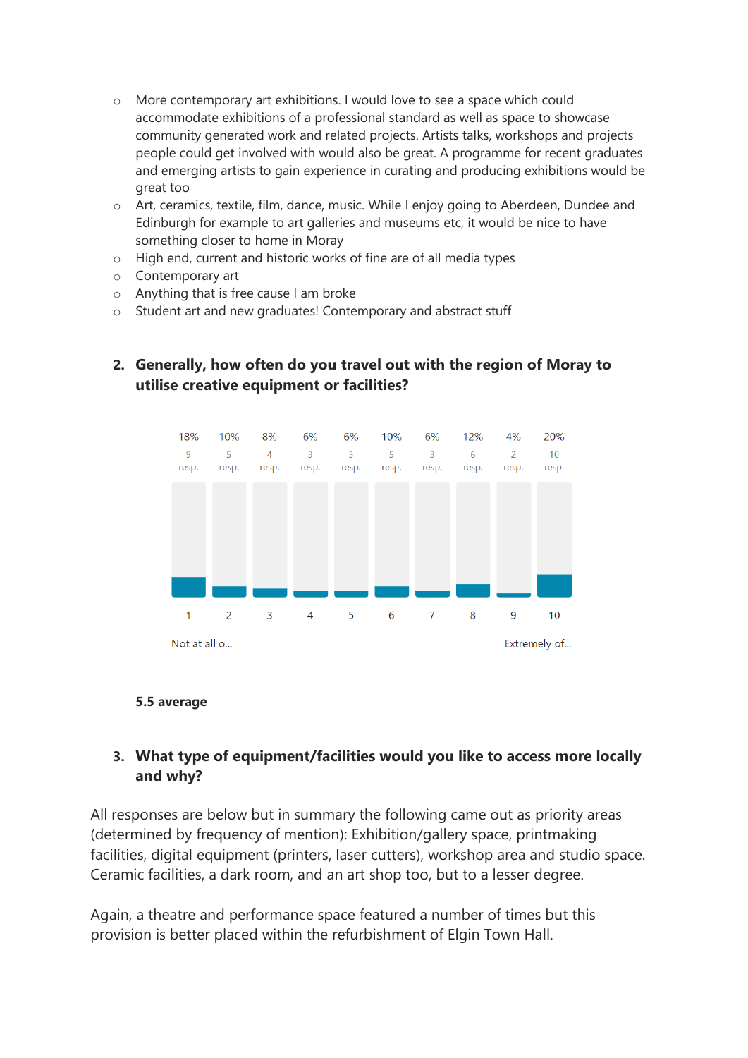- More contemporary art exhibitions. I would love to see a space which could accommodate exhibitions of a professional standard as well as space to showcase community generated work and related projects. Artists talks, workshops and projects people could get involved with would also be great. A programme for recent graduates and emerging artists to gain experience in curating and producing exhibitions would be great too
- Art, ceramics, textile, film, dance, music. While I enjoy going to Aberdeen, Dundee and Edinburgh for example to art galleries and museums etc, it would be nice to have something closer to home in Moray
- High end, current and historic works of fine are of all media types
- Contemporary art
- Anything that is free cause I am broke
- Student art and new graduates! Contemporary and abstract stuff

2. **Generally, how often do you travel out with the region of Moray to utilise creative equipment or facilities?**

| 1 | 2 | 3 | 4 | 5 | 6 | 7 | 8 | 9 | 10 |
|---|---|---|---|---|---|---|---|---|---|
| 18% | 10% | 8% | 6% | 6% | 10% | 6% | 12% | 4% | 20% |
| 9 resp. | 5 resp. | 4 resp. | 3 resp. | 3 resp. | 5 resp. | 3 resp. | 6 resp. | 2 resp. | 10 resp. |

Not at all o... (1) – Extremely of... (10)

**5.5 average**

3. **What type of equipment/facilities would you like to access more locally and why?**

All responses are below but in summary the following came out as priority areas (determined by frequency of mention): Exhibition/gallery space, printmaking facilities, digital equipment (printers, laser cutters), workshop area and studio space. Ceramic facilities, a dark room, and an art shop too, but to a lesser degree.

Again, a theatre and performance space featured a number of times but this provision is better placed within the refurbishment of Elgin Town Hall.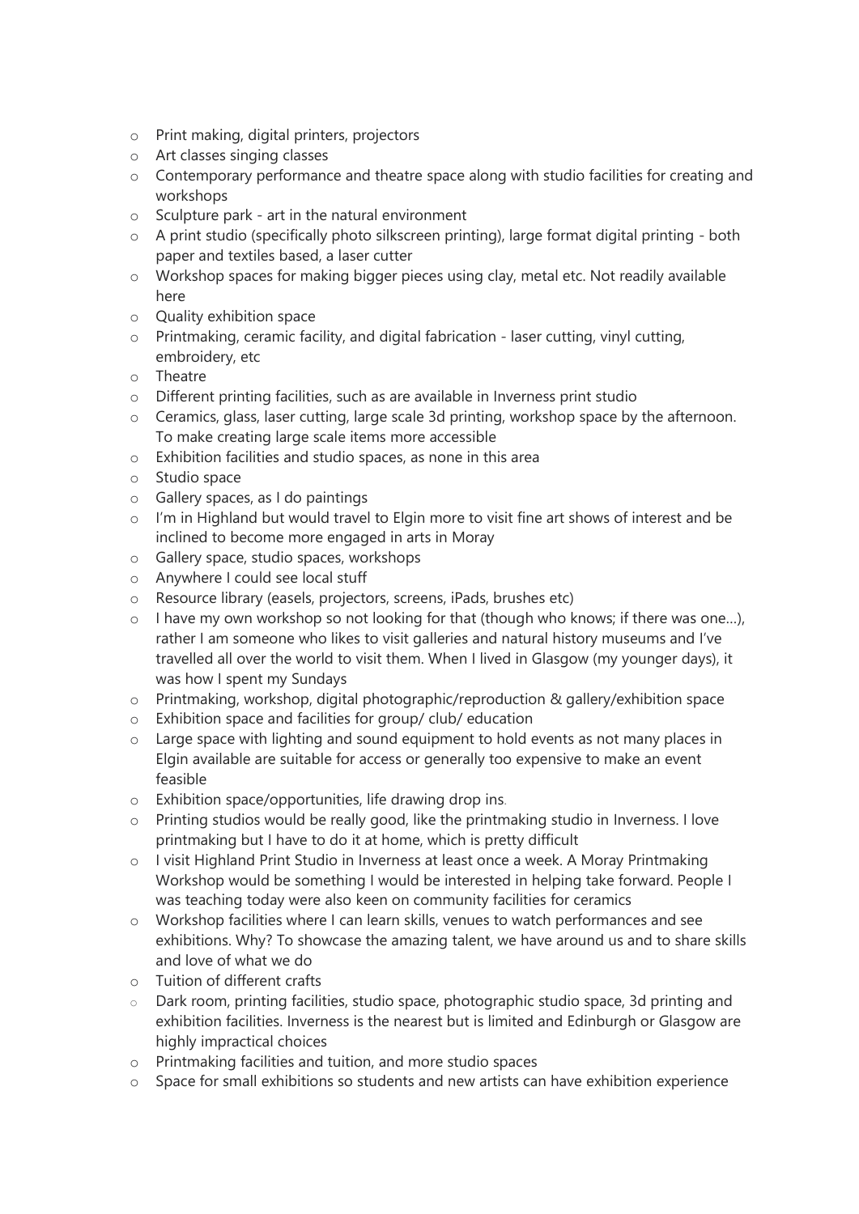- Print making, digital printers, projectors
- Art classes singing classes
- Contemporary performance and theatre space along with studio facilities for creating and workshops
- Sculpture park - art in the natural environment
- A print studio (specifically photo silkscreen printing), large format digital printing - both paper and textiles based, a laser cutter
- Workshop spaces for making bigger pieces using clay, metal etc. Not readily available here
- Quality exhibition space
- Printmaking, ceramic facility, and digital fabrication - laser cutting, vinyl cutting, embroidery, etc
- Theatre
- Different printing facilities, such as are available in Inverness print studio
- Ceramics, glass, laser cutting, large scale 3d printing, workshop space by the afternoon. To make creating large scale items more accessible
- Exhibition facilities and studio spaces, as none in this area
- Studio space
- Gallery spaces, as I do paintings
- I'm in Highland but would travel to Elgin more to visit fine art shows of interest and be inclined to become more engaged in arts in Moray
- Gallery space, studio spaces, workshops
- Anywhere I could see local stuff
- Resource library (easels, projectors, screens, iPads, brushes etc)
- I have my own workshop so not looking for that (though who knows; if there was one…), rather I am someone who likes to visit galleries and natural history museums and I've travelled all over the world to visit them. When I lived in Glasgow (my younger days), it was how I spent my Sundays
- Printmaking, workshop, digital photographic/reproduction & gallery/exhibition space
- Exhibition space and facilities for group/ club/ education
- Large space with lighting and sound equipment to hold events as not many places in Elgin available are suitable for access or generally too expensive to make an event feasible
- Exhibition space/opportunities, life drawing drop ins.
- Printing studios would be really good, like the printmaking studio in Inverness. I love printmaking but I have to do it at home, which is pretty difficult
- I visit Highland Print Studio in Inverness at least once a week. A Moray Printmaking Workshop would be something I would be interested in helping take forward. People I was teaching today were also keen on community facilities for ceramics
- Workshop facilities where I can learn skills, venues to watch performances and see exhibitions. Why? To showcase the amazing talent, we have around us and to share skills and love of what we do
- Tuition of different crafts
- Dark room, printing facilities, studio space, photographic studio space, 3d printing and exhibition facilities. Inverness is the nearest but is limited and Edinburgh or Glasgow are highly impractical choices
- Printmaking facilities and tuition, and more studio spaces
- Space for small exhibitions so students and new artists can have exhibition experience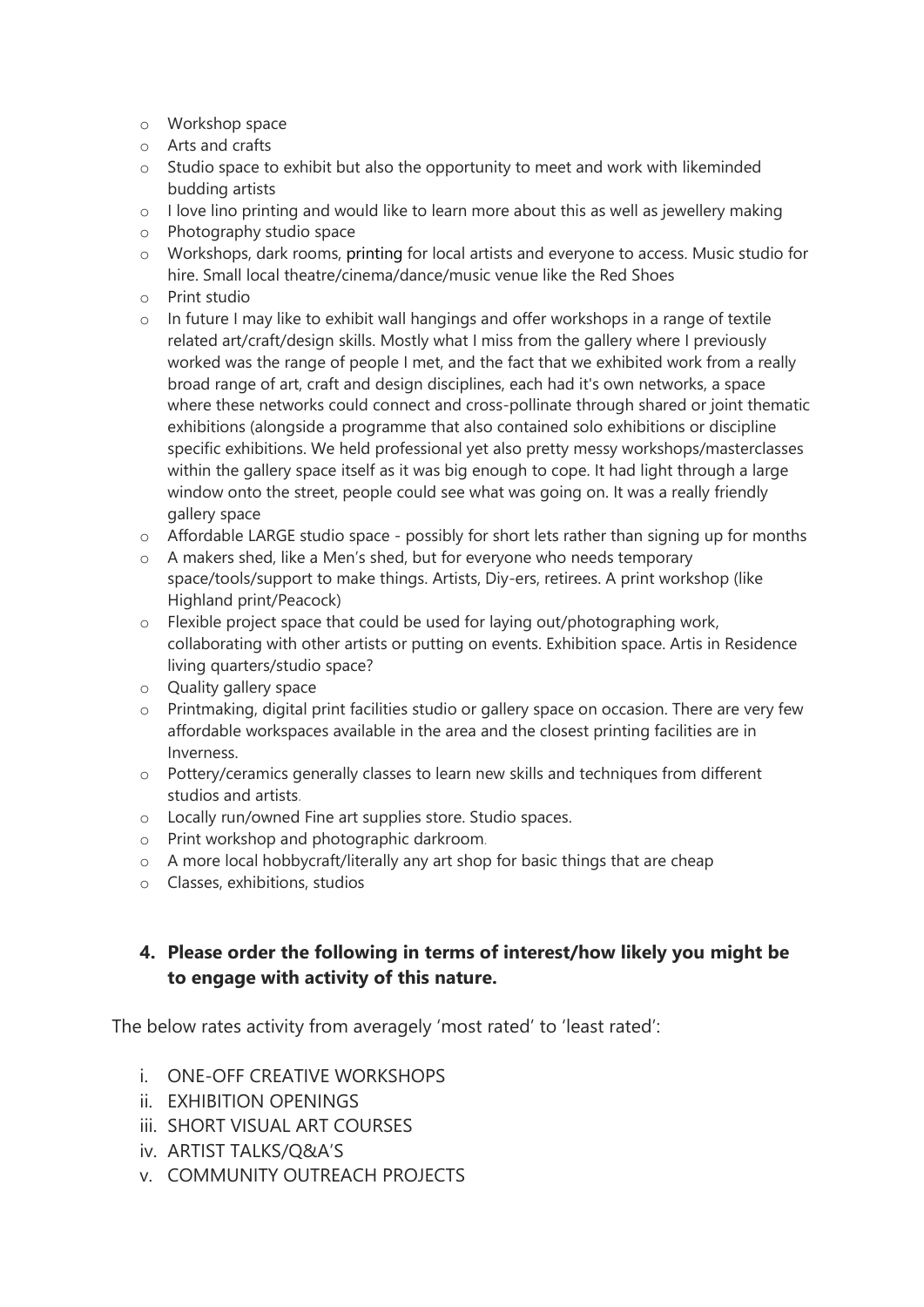- Workshop space
- Arts and crafts
- Studio space to exhibit but also the opportunity to meet and work with likeminded budding artists
- I love lino printing and would like to learn more about this as well as jewellery making
- Photography studio space
- Workshops, dark rooms, printing for local artists and everyone to access. Music studio for hire. Small local theatre/cinema/dance/music venue like the Red Shoes
- Print studio
- In future I may like to exhibit wall hangings and offer workshops in a range of textile related art/craft/design skills. Mostly what I miss from the gallery where I previously worked was the range of people I met, and the fact that we exhibited work from a really broad range of art, craft and design disciplines, each had it's own networks, a space where these networks could connect and cross-pollinate through shared or joint thematic exhibitions (alongside a programme that also contained solo exhibitions or discipline specific exhibitions. We held professional yet also pretty messy workshops/masterclasses within the gallery space itself as it was big enough to cope. It had light through a large window onto the street, people could see what was going on. It was a really friendly gallery space
- Affordable LARGE studio space - possibly for short lets rather than signing up for months
- A makers shed, like a Men's shed, but for everyone who needs temporary space/tools/support to make things. Artists, Diy-ers, retirees. A print workshop (like Highland print/Peacock)
- Flexible project space that could be used for laying out/photographing work, collaborating with other artists or putting on events. Exhibition space. Artis in Residence living quarters/studio space?
- Quality gallery space
- Printmaking, digital print facilities studio or gallery space on occasion. There are very few affordable workspaces available in the area and the closest printing facilities are in Inverness.
- Pottery/ceramics generally classes to learn new skills and techniques from different studios and artists.
- Locally run/owned Fine art supplies store. Studio spaces.
- Print workshop and photographic darkroom.
- A more local hobbycraft/literally any art shop for basic things that are cheap
- Classes, exhibitions, studios

### 4. Please order the following in terms of interest/how likely you might be to engage with activity of this nature.

The below rates activity from averagely 'most rated' to 'least rated':

i. ONE-OFF CREATIVE WORKSHOPS
ii. EXHIBITION OPENINGS
iii. SHORT VISUAL ART COURSES
iv. ARTIST TALKS/Q&A'S
v. COMMUNITY OUTREACH PROJECTS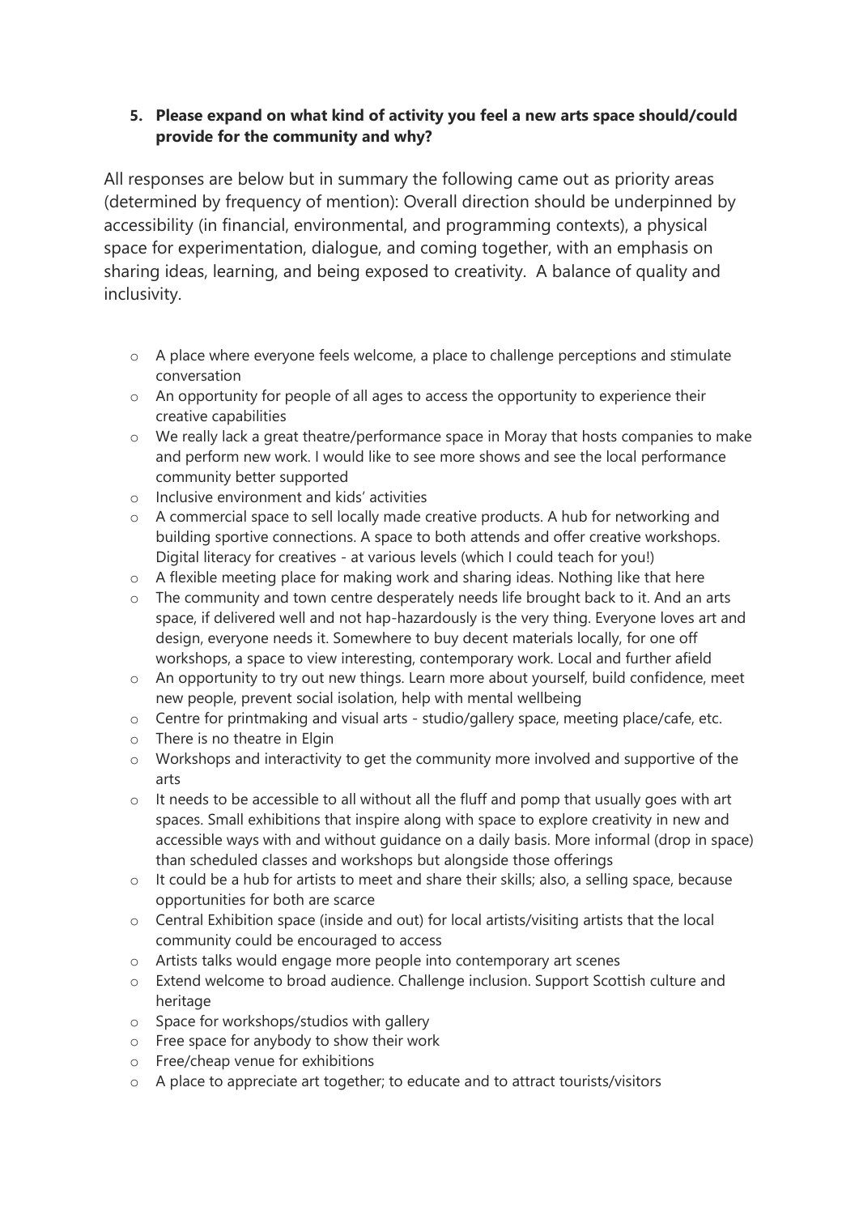**5. Please expand on what kind of activity you feel a new arts space should/could provide for the community and why?**

All responses are below but in summary the following came out as priority areas (determined by frequency of mention): Overall direction should be underpinned by accessibility (in financial, environmental, and programming contexts), a physical space for experimentation, dialogue, and coming together, with an emphasis on sharing ideas, learning, and being exposed to creativity. A balance of quality and inclusivity.

- A place where everyone feels welcome, a place to challenge perceptions and stimulate conversation
- An opportunity for people of all ages to access the opportunity to experience their creative capabilities
- We really lack a great theatre/performance space in Moray that hosts companies to make and perform new work. I would like to see more shows and see the local performance community better supported
- Inclusive environment and kids' activities
- A commercial space to sell locally made creative products. A hub for networking and building sportive connections. A space to both attends and offer creative workshops. Digital literacy for creatives - at various levels (which I could teach for you!)
- A flexible meeting place for making work and sharing ideas. Nothing like that here
- The community and town centre desperately needs life brought back to it. And an arts space, if delivered well and not hap-hazardously is the very thing. Everyone loves art and design, everyone needs it. Somewhere to buy decent materials locally, for one off workshops, a space to view interesting, contemporary work. Local and further afield
- An opportunity to try out new things. Learn more about yourself, build confidence, meet new people, prevent social isolation, help with mental wellbeing
- Centre for printmaking and visual arts - studio/gallery space, meeting place/cafe, etc.
- There is no theatre in Elgin
- Workshops and interactivity to get the community more involved and supportive of the arts
- It needs to be accessible to all without all the fluff and pomp that usually goes with art spaces. Small exhibitions that inspire along with space to explore creativity in new and accessible ways with and without guidance on a daily basis. More informal (drop in space) than scheduled classes and workshops but alongside those offerings
- It could be a hub for artists to meet and share their skills; also, a selling space, because opportunities for both are scarce
- Central Exhibition space (inside and out) for local artists/visiting artists that the local community could be encouraged to access
- Artists talks would engage more people into contemporary art scenes
- Extend welcome to broad audience. Challenge inclusion. Support Scottish culture and heritage
- Space for workshops/studios with gallery
- Free space for anybody to show their work
- Free/cheap venue for exhibitions
- A place to appreciate art together; to educate and to attract tourists/visitors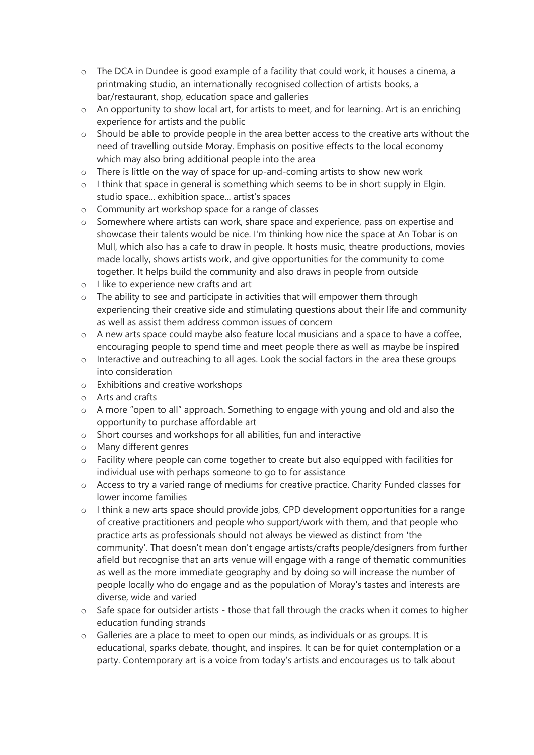- The DCA in Dundee is good example of a facility that could work, it houses a cinema, a printmaking studio, an internationally recognised collection of artists books, a bar/restaurant, shop, education space and galleries
- An opportunity to show local art, for artists to meet, and for learning. Art is an enriching experience for artists and the public
- Should be able to provide people in the area better access to the creative arts without the need of travelling outside Moray. Emphasis on positive effects to the local economy which may also bring additional people into the area
- There is little on the way of space for up-and-coming artists to show new work
- I think that space in general is something which seems to be in short supply in Elgin. studio space... exhibition space... artist's spaces
- Community art workshop space for a range of classes
- Somewhere where artists can work, share space and experience, pass on expertise and showcase their talents would be nice. I'm thinking how nice the space at An Tobar is on Mull, which also has a cafe to draw in people. It hosts music, theatre productions, movies made locally, shows artists work, and give opportunities for the community to come together. It helps build the community and also draws in people from outside
- I like to experience new crafts and art
- The ability to see and participate in activities that will empower them through experiencing their creative side and stimulating questions about their life and community as well as assist them address common issues of concern
- A new arts space could maybe also feature local musicians and a space to have a coffee, encouraging people to spend time and meet people there as well as maybe be inspired
- Interactive and outreaching to all ages. Look the social factors in the area these groups into consideration
- Exhibitions and creative workshops
- Arts and crafts
- A more "open to all" approach. Something to engage with young and old and also the opportunity to purchase affordable art
- Short courses and workshops for all abilities, fun and interactive
- Many different genres
- Facility where people can come together to create but also equipped with facilities for individual use with perhaps someone to go to for assistance
- Access to try a varied range of mediums for creative practice. Charity Funded classes for lower income families
- I think a new arts space should provide jobs, CPD development opportunities for a range of creative practitioners and people who support/work with them, and that people who practice arts as professionals should not always be viewed as distinct from 'the community'. That doesn't mean don't engage artists/crafts people/designers from further afield but recognise that an arts venue will engage with a range of thematic communities as well as the more immediate geography and by doing so will increase the number of people locally who do engage and as the population of Moray's tastes and interests are diverse, wide and varied
- Safe space for outsider artists - those that fall through the cracks when it comes to higher education funding strands
- Galleries are a place to meet to open our minds, as individuals or as groups. It is educational, sparks debate, thought, and inspires. It can be for quiet contemplation or a party. Contemporary art is a voice from today's artists and encourages us to talk about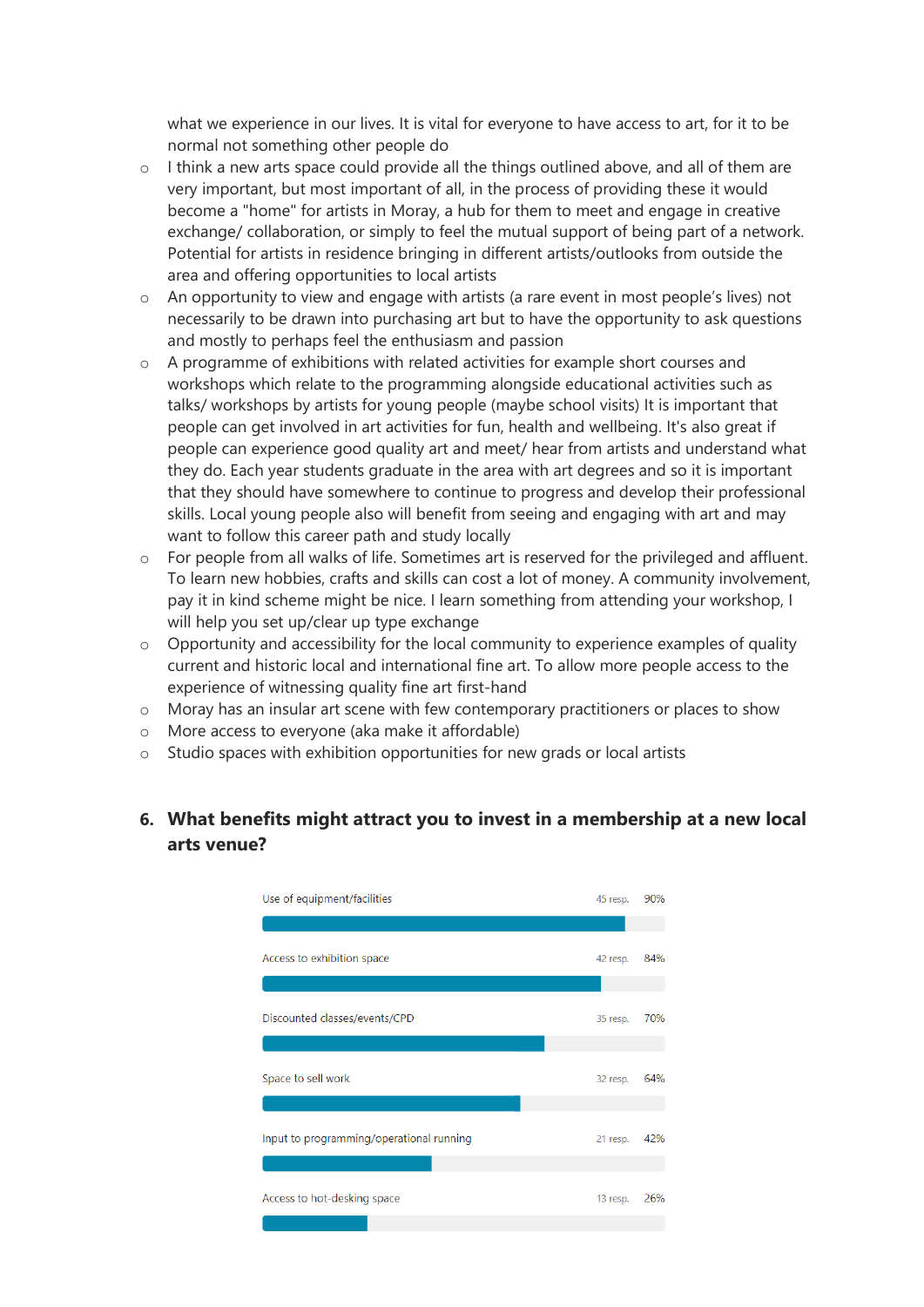what we experience in our lives. It is vital for everyone to have access to art, for it to be normal not something other people do

- I think a new arts space could provide all the things outlined above, and all of them are very important, but most important of all, in the process of providing these it would become a "home" for artists in Moray, a hub for them to meet and engage in creative exchange/ collaboration, or simply to feel the mutual support of being part of a network. Potential for artists in residence bringing in different artists/outlooks from outside the area and offering opportunities to local artists
- An opportunity to view and engage with artists (a rare event in most people's lives) not necessarily to be drawn into purchasing art but to have the opportunity to ask questions and mostly to perhaps feel the enthusiasm and passion
- A programme of exhibitions with related activities for example short courses and workshops which relate to the programming alongside educational activities such as talks/ workshops by artists for young people (maybe school visits) It is important that people can get involved in art activities for fun, health and wellbeing. It's also great if people can experience good quality art and meet/ hear from artists and understand what they do. Each year students graduate in the area with art degrees and so it is important that they should have somewhere to continue to progress and develop their professional skills. Local young people also will benefit from seeing and engaging with art and may want to follow this career path and study locally
- For people from all walks of life. Sometimes art is reserved for the privileged and affluent. To learn new hobbies, crafts and skills can cost a lot of money. A community involvement, pay it in kind scheme might be nice. I learn something from attending your workshop, I will help you set up/clear up type exchange
- Opportunity and accessibility for the local community to experience examples of quality current and historic local and international fine art. To allow more people access to the experience of witnessing quality fine art first-hand
- Moray has an insular art scene with few contemporary practitioners or places to show
- More access to everyone (aka make it affordable)
- Studio spaces with exhibition opportunities for new grads or local artists

## 6. What benefits might attract you to invest in a membership at a new local arts venue?

| Benefit | Responses | % |
|---|---|---|
| Use of equipment/facilities | 45 resp. | 90% |
| Access to exhibition space | 42 resp. | 84% |
| Discounted classes/events/CPD | 35 resp. | 70% |
| Space to sell work | 32 resp. | 64% |
| Input to programming/operational running | 21 resp. | 42% |
| Access to hot-desking space | 13 resp. | 26% |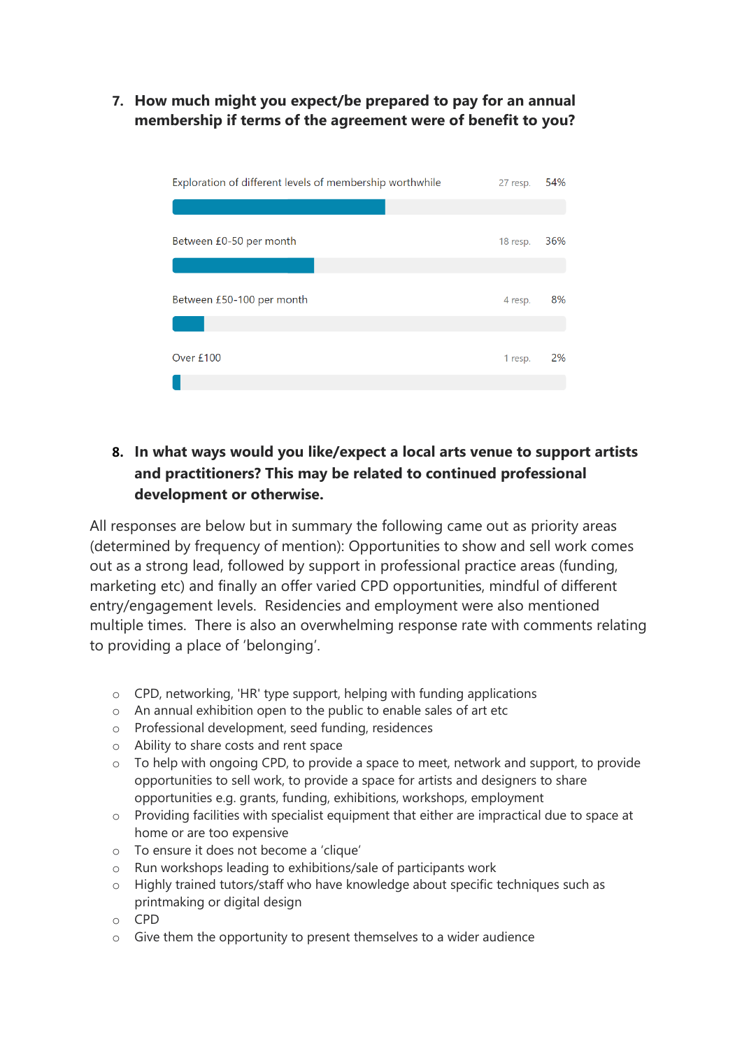7. **How much might you expect/be prepared to pay for an annual membership if terms of the agreement were of benefit to you?**

| Option | Responses | % |
| --- | --- | --- |
| Exploration of different levels of membership worthwhile | 27 resp. | 54% |
| Between £0-50 per month | 18 resp. | 36% |
| Between £50-100 per month | 4 resp. | 8% |
| Over £100 | 1 resp. | 2% |

8. **In what ways would you like/expect a local arts venue to support artists and practitioners? This may be related to continued professional development or otherwise.**

All responses are below but in summary the following came out as priority areas (determined by frequency of mention): Opportunities to show and sell work comes out as a strong lead, followed by support in professional practice areas (funding, marketing etc) and finally an offer varied CPD opportunities, mindful of different entry/engagement levels. Residencies and employment were also mentioned multiple times. There is also an overwhelming response rate with comments relating to providing a place of 'belonging'.

- CPD, networking, 'HR' type support, helping with funding applications
- An annual exhibition open to the public to enable sales of art etc
- Professional development, seed funding, residences
- Ability to share costs and rent space
- To help with ongoing CPD, to provide a space to meet, network and support, to provide opportunities to sell work, to provide a space for artists and designers to share opportunities e.g. grants, funding, exhibitions, workshops, employment
- Providing facilities with specialist equipment that either are impractical due to space at home or are too expensive
- To ensure it does not become a 'clique'
- Run workshops leading to exhibitions/sale of participants work
- Highly trained tutors/staff who have knowledge about specific techniques such as printmaking or digital design
- CPD
- Give them the opportunity to present themselves to a wider audience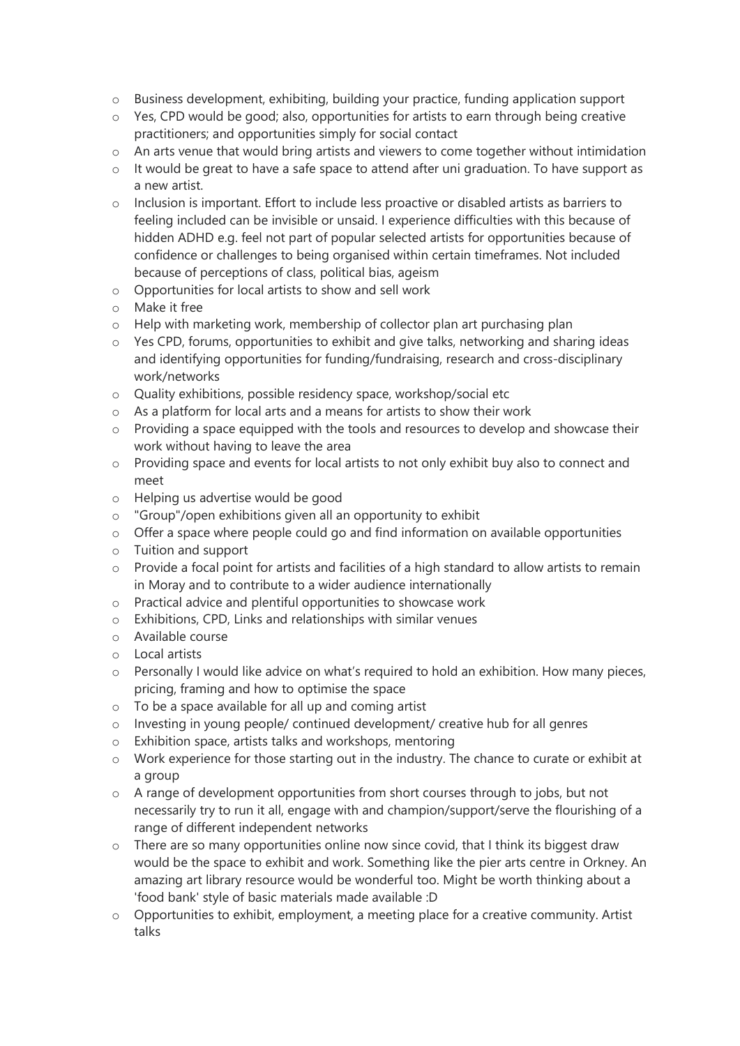- Business development, exhibiting, building your practice, funding application support
- Yes, CPD would be good; also, opportunities for artists to earn through being creative practitioners; and opportunities simply for social contact
- An arts venue that would bring artists and viewers to come together without intimidation
- It would be great to have a safe space to attend after uni graduation. To have support as a new artist.
- Inclusion is important. Effort to include less proactive or disabled artists as barriers to feeling included can be invisible or unsaid. I experience difficulties with this because of hidden ADHD e.g. feel not part of popular selected artists for opportunities because of confidence or challenges to being organised within certain timeframes. Not included because of perceptions of class, political bias, ageism
- Opportunities for local artists to show and sell work
- Make it free
- Help with marketing work, membership of collector plan art purchasing plan
- Yes CPD, forums, opportunities to exhibit and give talks, networking and sharing ideas and identifying opportunities for funding/fundraising, research and cross-disciplinary work/networks
- Quality exhibitions, possible residency space, workshop/social etc
- As a platform for local arts and a means for artists to show their work
- Providing a space equipped with the tools and resources to develop and showcase their work without having to leave the area
- Providing space and events for local artists to not only exhibit buy also to connect and meet
- Helping us advertise would be good
- "Group"/open exhibitions given all an opportunity to exhibit
- Offer a space where people could go and find information on available opportunities
- Tuition and support
- Provide a focal point for artists and facilities of a high standard to allow artists to remain in Moray and to contribute to a wider audience internationally
- Practical advice and plentiful opportunities to showcase work
- Exhibitions, CPD, Links and relationships with similar venues
- Available course
- Local artists
- Personally I would like advice on what's required to hold an exhibition. How many pieces, pricing, framing and how to optimise the space
- To be a space available for all up and coming artist
- Investing in young people/ continued development/ creative hub for all genres
- Exhibition space, artists talks and workshops, mentoring
- Work experience for those starting out in the industry. The chance to curate or exhibit at a group
- A range of development opportunities from short courses through to jobs, but not necessarily try to run it all, engage with and champion/support/serve the flourishing of a range of different independent networks
- There are so many opportunities online now since covid, that I think its biggest draw would be the space to exhibit and work. Something like the pier arts centre in Orkney. An amazing art library resource would be wonderful too. Might be worth thinking about a 'food bank' style of basic materials made available :D
- Opportunities to exhibit, employment, a meeting place for a creative community. Artist talks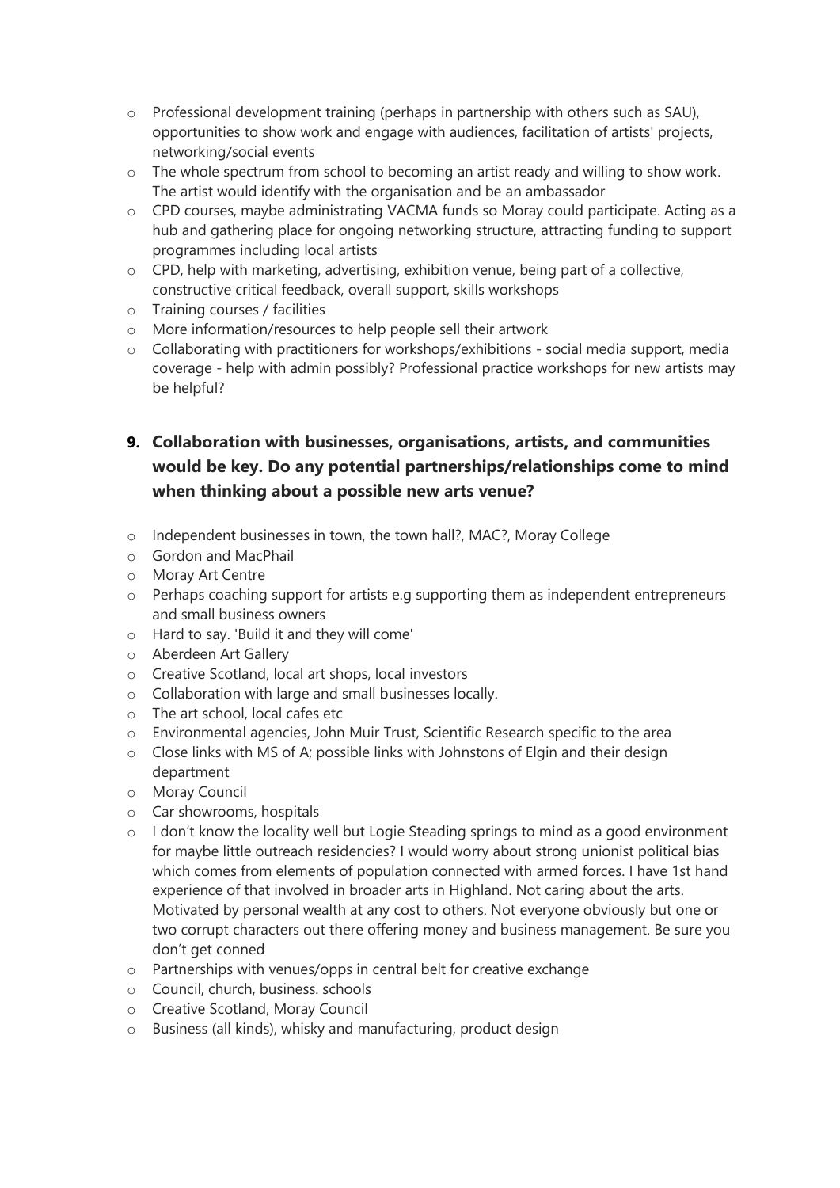- Professional development training (perhaps in partnership with others such as SAU), opportunities to show work and engage with audiences, facilitation of artists' projects, networking/social events
- The whole spectrum from school to becoming an artist ready and willing to show work. The artist would identify with the organisation and be an ambassador
- CPD courses, maybe administrating VACMA funds so Moray could participate. Acting as a hub and gathering place for ongoing networking structure, attracting funding to support programmes including local artists
- CPD, help with marketing, advertising, exhibition venue, being part of a collective, constructive critical feedback, overall support, skills workshops
- Training courses / facilities
- More information/resources to help people sell their artwork
- Collaborating with practitioners for workshops/exhibitions - social media support, media coverage - help with admin possibly? Professional practice workshops for new artists may be helpful?

## 9. Collaboration with businesses, organisations, artists, and communities would be key. Do any potential partnerships/relationships come to mind when thinking about a possible new arts venue?

- Independent businesses in town, the town hall?, MAC?, Moray College
- Gordon and MacPhail
- Moray Art Centre
- Perhaps coaching support for artists e.g supporting them as independent entrepreneurs and small business owners
- Hard to say. 'Build it and they will come'
- Aberdeen Art Gallery
- Creative Scotland, local art shops, local investors
- Collaboration with large and small businesses locally.
- The art school, local cafes etc
- Environmental agencies, John Muir Trust, Scientific Research specific to the area
- Close links with MS of A; possible links with Johnstons of Elgin and their design department
- Moray Council
- Car showrooms, hospitals
- I don't know the locality well but Logie Steading springs to mind as a good environment for maybe little outreach residencies? I would worry about strong unionist political bias which comes from elements of population connected with armed forces. I have 1st hand experience of that involved in broader arts in Highland. Not caring about the arts. Motivated by personal wealth at any cost to others. Not everyone obviously but one or two corrupt characters out there offering money and business management. Be sure you don't get conned
- Partnerships with venues/opps in central belt for creative exchange
- Council, church, business. schools
- Creative Scotland, Moray Council
- Business (all kinds), whisky and manufacturing, product design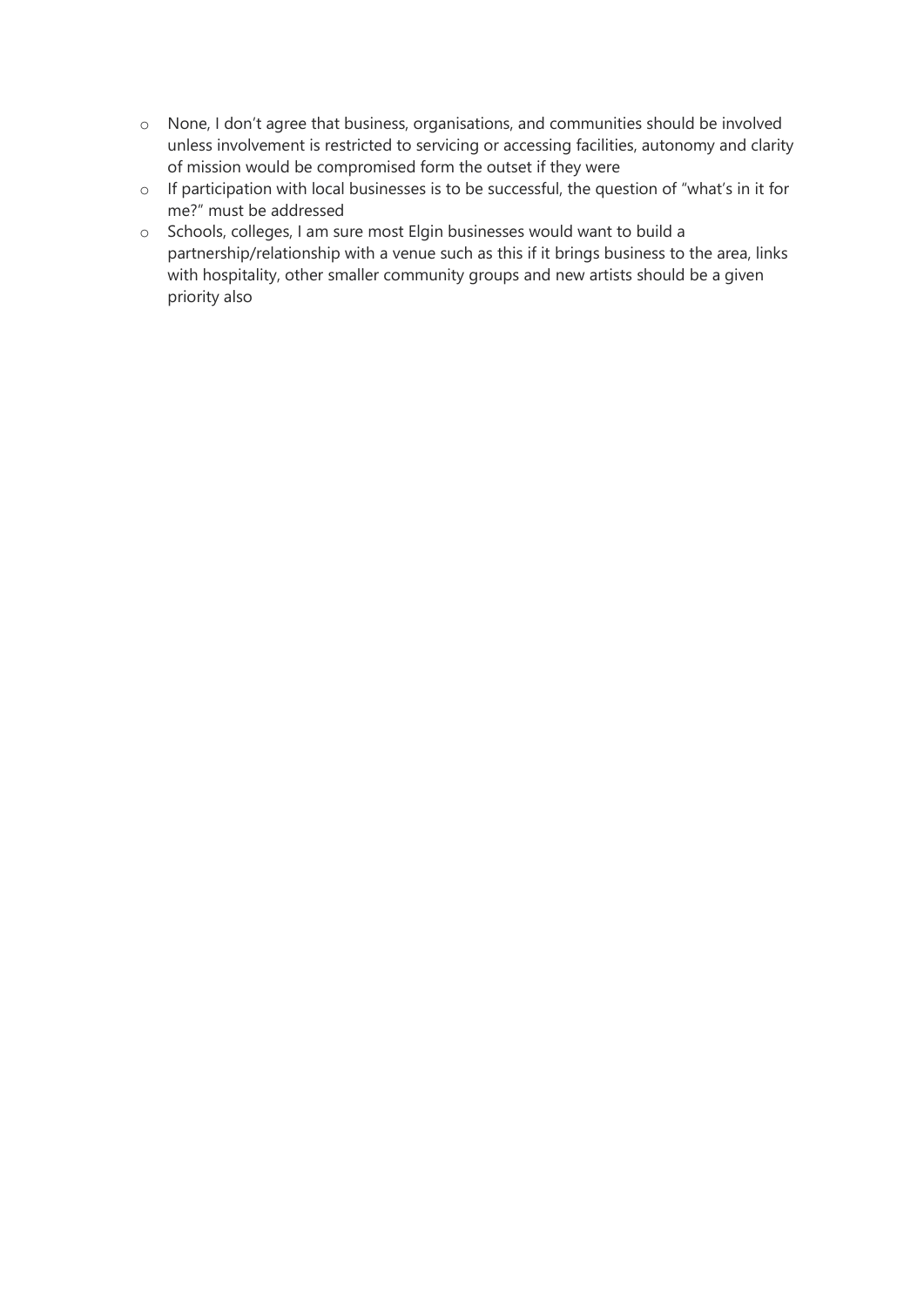- None, I don't agree that business, organisations, and communities should be involved unless involvement is restricted to servicing or accessing facilities, autonomy and clarity of mission would be compromised form the outset if they were
- If participation with local businesses is to be successful, the question of "what's in it for me?" must be addressed
- Schools, colleges, I am sure most Elgin businesses would want to build a partnership/relationship with a venue such as this if it brings business to the area, links with hospitality, other smaller community groups and new artists should be a given priority also